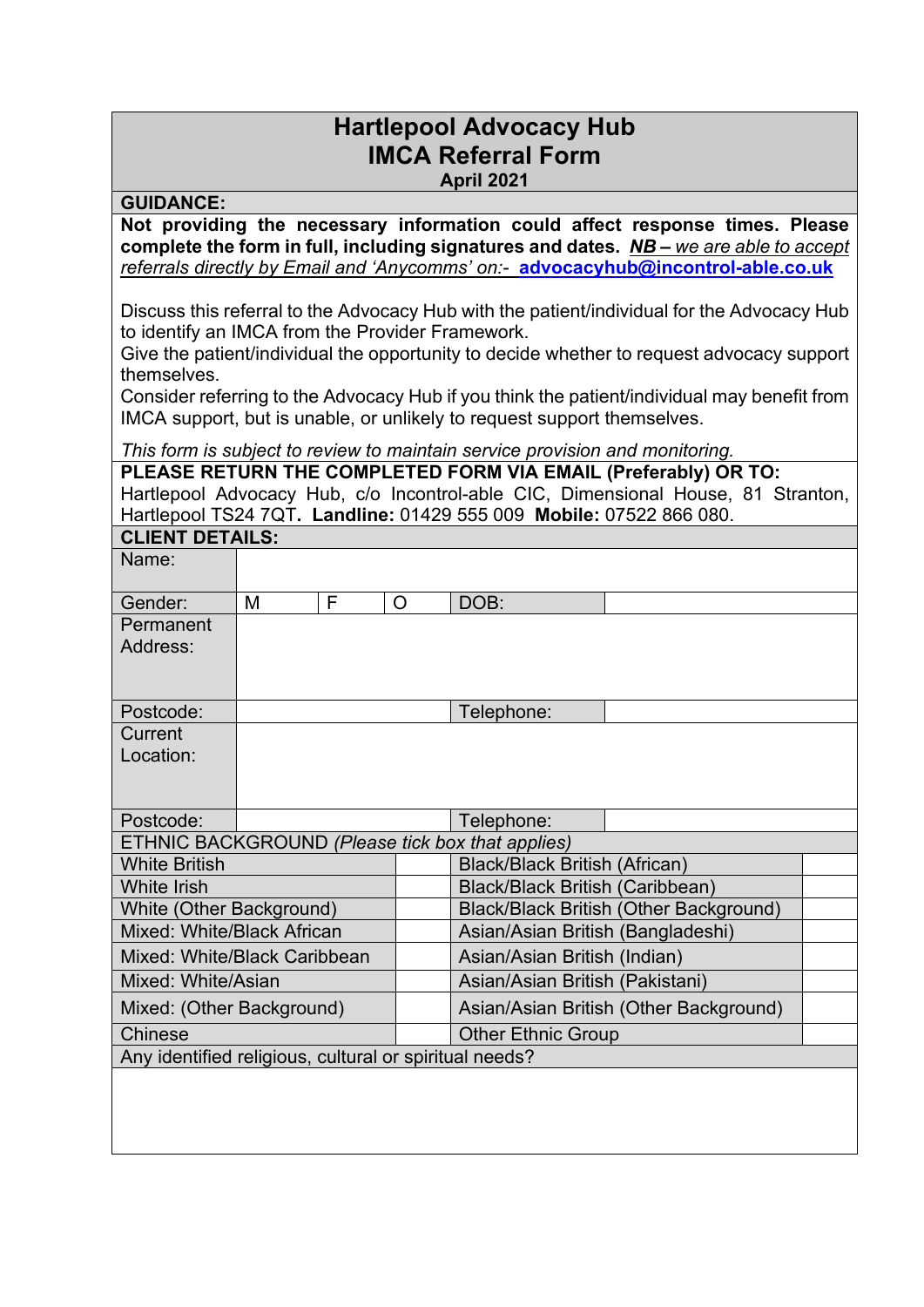# Hartlepool Advocacy Hub
# IMCA Referral Form
**April 2021**

**GUIDANCE:**

**Not providing the necessary information could affect response times. Please complete the form in full, including signatures and dates.** ***NB –*** *we are able to accept referrals directly by Email and 'Anycomms' on:-* **advocacyhub@incontrol-able.co.uk**

Discuss this referral to the Advocacy Hub with the patient/individual for the Advocacy Hub to identify an IMCA from the Provider Framework.
Give the patient/individual the opportunity to decide whether to request advocacy support themselves.
Consider referring to the Advocacy Hub if you think the patient/individual may benefit from IMCA support, but is unable, or unlikely to request support themselves.

*This form is subject to review to maintain service provision and monitoring.*

**PLEASE RETURN THE COMPLETED FORM VIA EMAIL (Preferably) OR TO:**
Hartlepool Advocacy Hub, c/o Incontrol-able CIC, Dimensional House, 81 Stranton, Hartlepool TS24 7QT. **Landline:** 01429 555 009 **Mobile:** 07522 866 080.

**CLIENT DETAILS:**

| Name: | | | | | |
|---|---|---|---|---|---|
| Gender: | M | F | O | DOB: | |
| Permanent Address: | | | | | |
| Postcode: | | | | Telephone: | |
| Current Location: | | | | | |
| Postcode: | | | | Telephone: | |

ETHNIC BACKGROUND *(Please tick box that applies)*

| | | | |
|---|---|---|---|
| White British | | Black/Black British (African) | |
| White Irish | | Black/Black British (Caribbean) | |
| White (Other Background) | | Black/Black British (Other Background) | |
| Mixed: White/Black African | | Asian/Asian British (Bangladeshi) | |
| Mixed: White/Black Caribbean | | Asian/Asian British (Indian) | |
| Mixed: White/Asian | | Asian/Asian British (Pakistani) | |
| Mixed: (Other Background) | | Asian/Asian British (Other Background) | |
| Chinese | | Other Ethnic Group | |

Any identified religious, cultural or spiritual needs?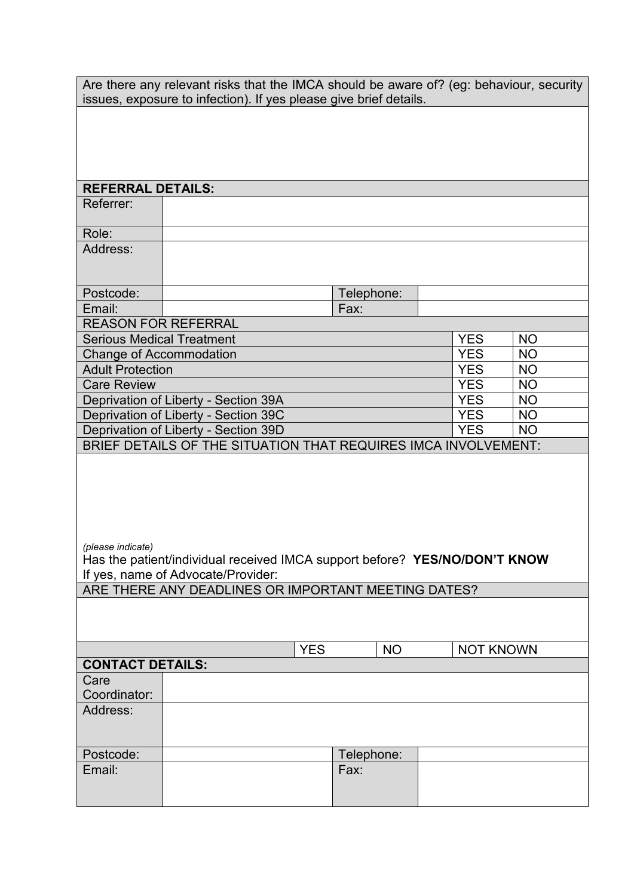| Are there any relevant risks that the IMCA should be aware of? (eg: behaviour, security issues, exposure to infection). If yes please give brief details. |
|---|
| |

| **REFERRAL DETAILS:** | | | |
|---|---|---|---|
| Referrer: | | | |
| Role: | | | |
| Address: | | | |
| Postcode: | | Telephone: | |
| Email: | | Fax: | |

| REASON FOR REFERRAL | | |
|---|---|---|
| Serious Medical Treatment | YES | NO |
| Change of Accommodation | YES | NO |
| Adult Protection | YES | NO |
| Care Review | YES | NO |
| Deprivation of Liberty - Section 39A | YES | NO |
| Deprivation of Liberty - Section 39C | YES | NO |
| Deprivation of Liberty - Section 39D | YES | NO |

| BRIEF DETAILS OF THE SITUATION THAT REQUIRES IMCA INVOLVEMENT: |
|---|
| *(please indicate)*<br>Has the patient/individual received IMCA support before? **YES/NO/DON'T KNOW**<br>If yes, name of Advocate/Provider: |

| ARE THERE ANY DEADLINES OR IMPORTANT MEETING DATES? | | | |
|---|---|---|---|
| | | | |
| | YES | NO | NOT KNOWN |

| **CONTACT DETAILS:** | | | |
|---|---|---|---|
| Care Coordinator: | | | |
| Address: | | | |
| Postcode: | | Telephone: | |
| Email: | | Fax: | |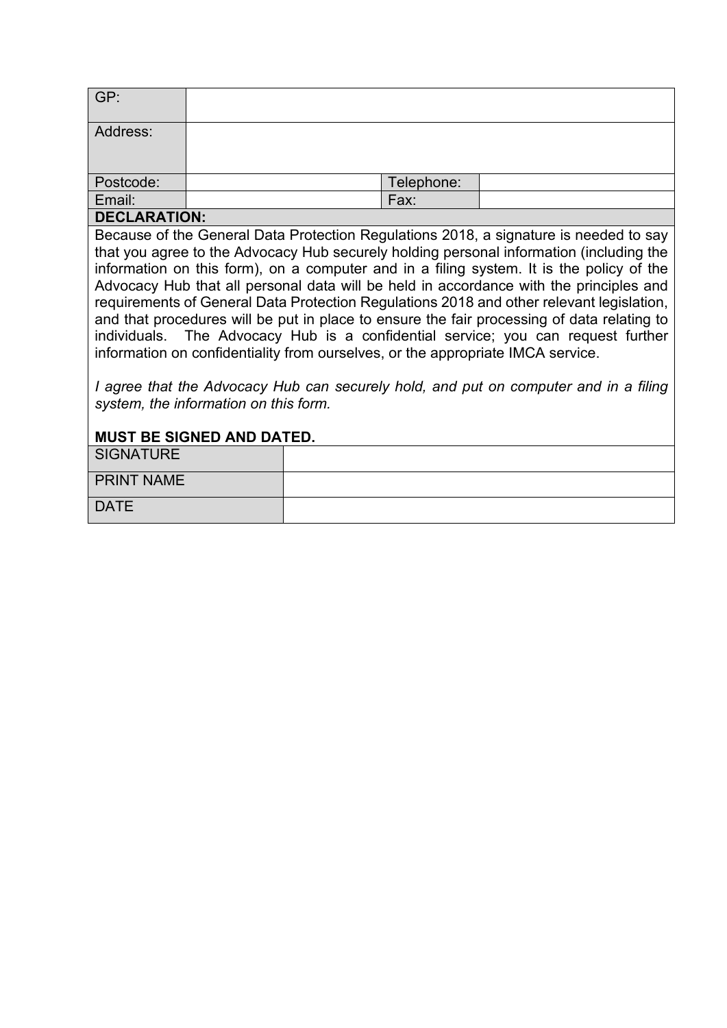| | | | |
|---|---|---|---|
| GP: | | | |
| Address: | | | |
| Postcode: | | Telephone: | |
| Email: | | Fax: | |

**DECLARATION:**

Because of the General Data Protection Regulations 2018, a signature is needed to say that you agree to the Advocacy Hub securely holding personal information (including the information on this form), on a computer and in a filing system. It is the policy of the Advocacy Hub that all personal data will be held in accordance with the principles and requirements of General Data Protection Regulations 2018 and other relevant legislation, and that procedures will be put in place to ensure the fair processing of data relating to individuals. The Advocacy Hub is a confidential service; you can request further information on confidentiality from ourselves, or the appropriate IMCA service.

*I agree that the Advocacy Hub can securely hold, and put on computer and in a filing system, the information on this form.*

**MUST BE SIGNED AND DATED.**

| | |
|---|---|
| SIGNATURE | |
| PRINT NAME | |
| DATE | |